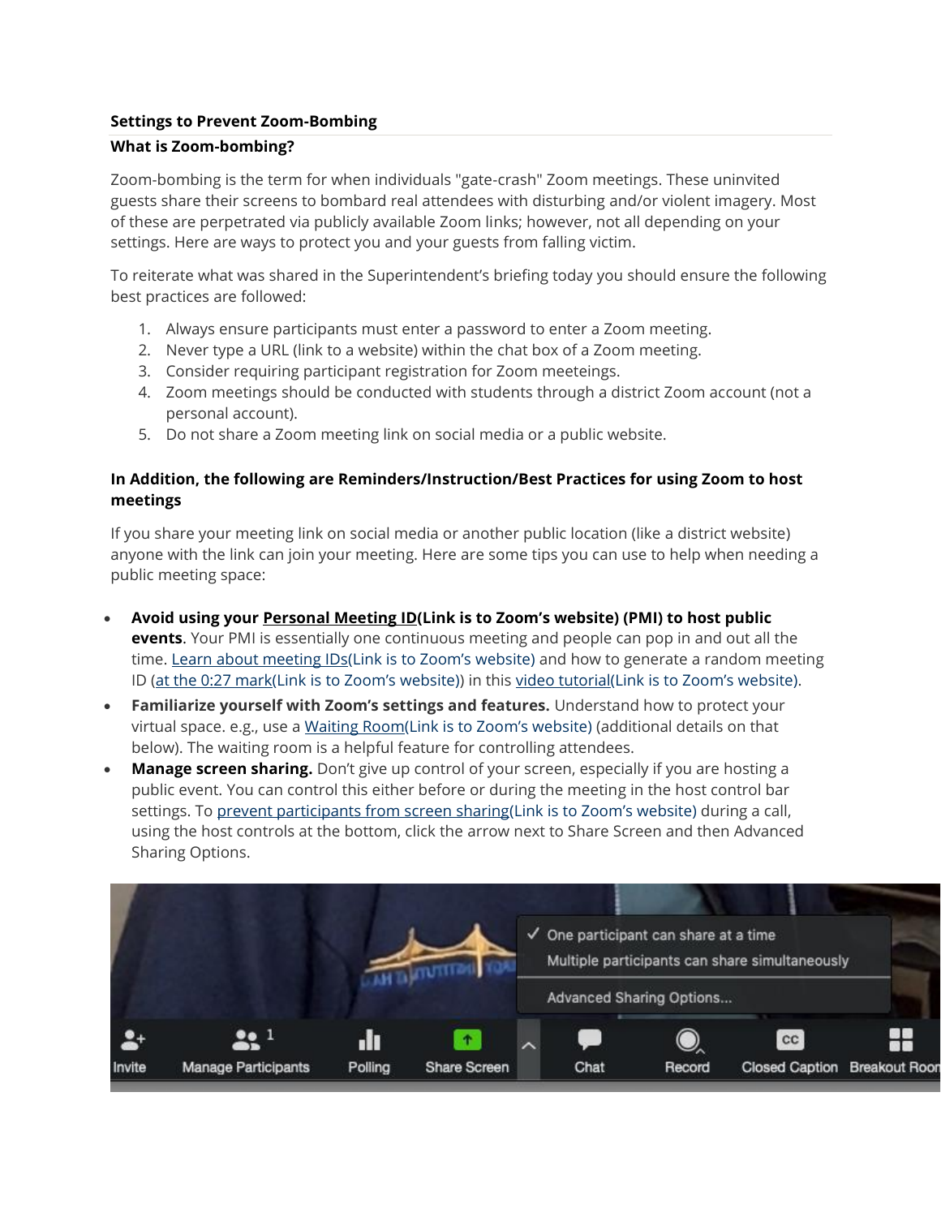**Settings to Prevent Zoom-Bombing**

**What is Zoom-bombing?**

Zoom-bombing is the term for when individuals "gate-crash" Zoom meetings. These uninvited guests share their screens to bombard real attendees with disturbing and/or violent imagery. Most of these are perpetrated via publicly available Zoom links; however, not all depending on your settings. Here are ways to protect you and your guests from falling victim.

To reiterate what was shared in the Superintendent's briefing today you should ensure the following best practices are followed:

1. Always ensure participants must enter a password to enter a Zoom meeting.
2. Never type a URL (link to a website) within the chat box of a Zoom meeting.
3. Consider requiring participant registration for Zoom meeteings.
4. Zoom meetings should be conducted with students through a district Zoom account (not a personal account).
5. Do not share a Zoom meeting link on social media or a public website.

**In Addition, the following are Reminders/Instruction/Best Practices for using Zoom to host meetings**

If you share your meeting link on social media or another public location (like a district website) anyone with the link can join your meeting. Here are some tips you can use to help when needing a public meeting space:

- **Avoid using your Personal Meeting ID(Link is to Zoom's website) (PMI) to host public events**. Your PMI is essentially one continuous meeting and people can pop in and out all the time. Learn about meeting IDs(Link is to Zoom's website) and how to generate a random meeting ID (at the 0:27 mark(Link is to Zoom's website)) in this video tutorial(Link is to Zoom's website).
- **Familiarize yourself with Zoom's settings and features.** Understand how to protect your virtual space. e.g., use a Waiting Room(Link is to Zoom's website) (additional details on that below). The waiting room is a helpful feature for controlling attendees.
- **Manage screen sharing.** Don't give up control of your screen, especially if you are hosting a public event. You can control this either before or during the meeting in the host control bar settings. To prevent participants from screen sharing(Link is to Zoom's website) during a call, using the host controls at the bottom, click the arrow next to Share Screen and then Advanced Sharing Options.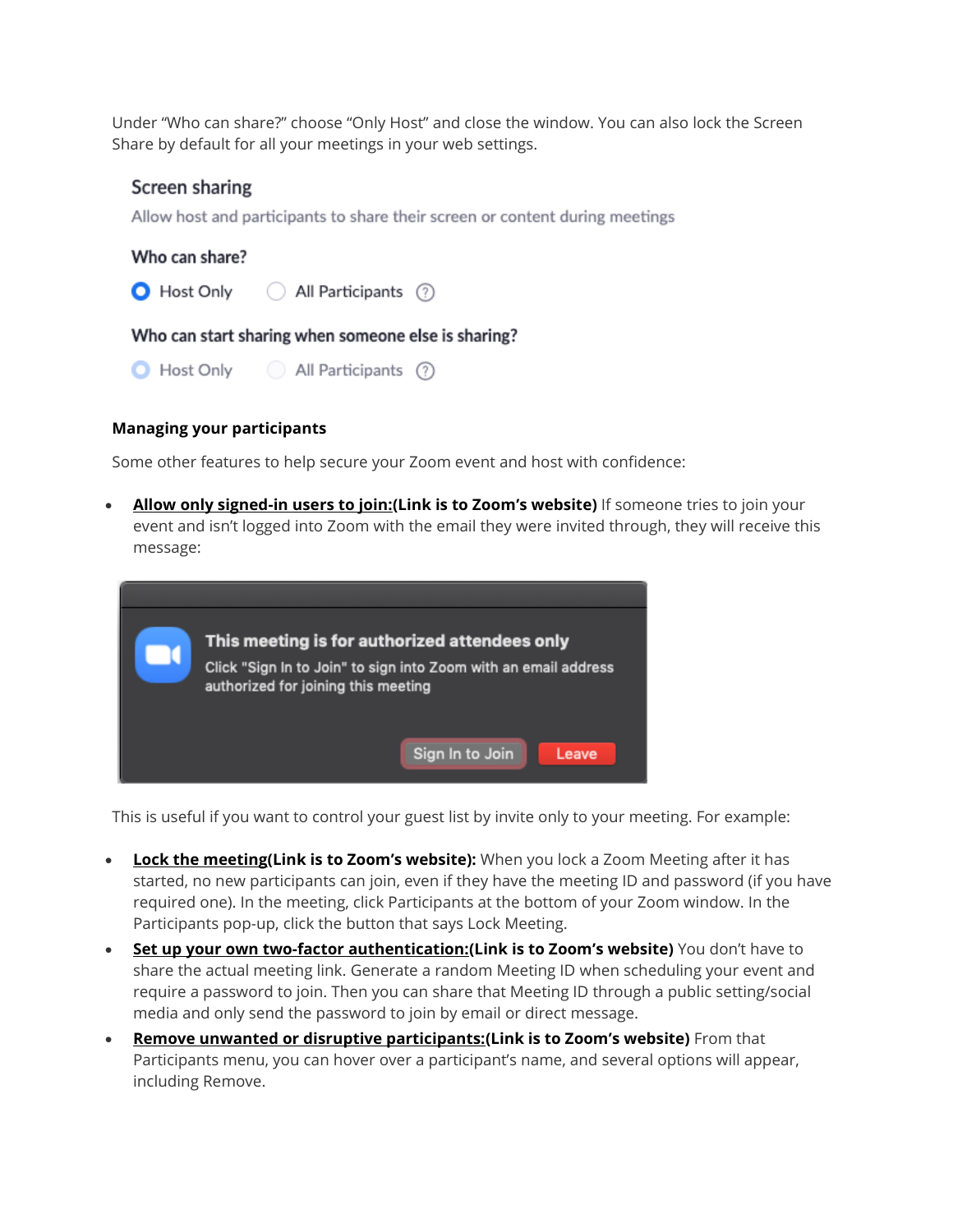Under "Who can share?" choose "Only Host" and close the window. You can also lock the Screen Share by default for all your meetings in your web settings.

Screen sharing

Allow host and participants to share their screen or content during meetings

Who can share?

Host Only    All Participants

Who can start sharing when someone else is sharing?

Host Only    All Participants

**Managing your participants**

Some other features to help secure your Zoom event and host with confidence:

- **Allow only signed-in users to join:(Link is to Zoom's website)** If someone tries to join your event and isn't logged into Zoom with the email they were invited through, they will receive this message:

**This meeting is for authorized attendees only**

Click "Sign In to Join" to sign into Zoom with an email address authorized for joining this meeting

Sign In to Join    Leave

This is useful if you want to control your guest list by invite only to your meeting. For example:

- **Lock the meeting(Link is to Zoom's website):** When you lock a Zoom Meeting after it has started, no new participants can join, even if they have the meeting ID and password (if you have required one). In the meeting, click Participants at the bottom of your Zoom window. In the Participants pop-up, click the button that says Lock Meeting.
- **Set up your own two-factor authentication:(Link is to Zoom's website)** You don't have to share the actual meeting link. Generate a random Meeting ID when scheduling your event and require a password to join. Then you can share that Meeting ID through a public setting/social media and only send the password to join by email or direct message.
- **Remove unwanted or disruptive participants:(Link is to Zoom's website)** From that Participants menu, you can hover over a participant's name, and several options will appear, including Remove.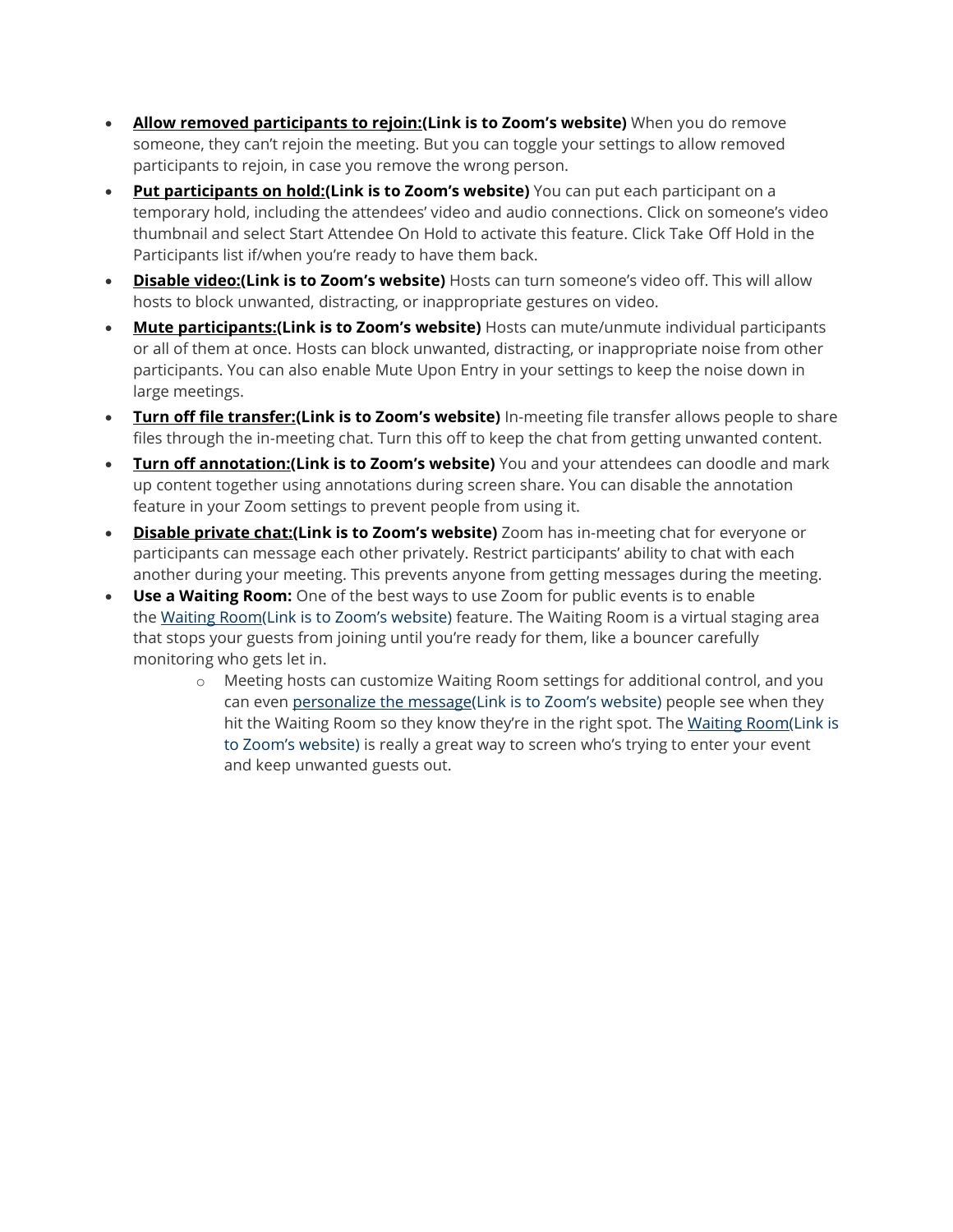- **Allow removed participants to rejoin:(Link is to Zoom's website)** When you do remove someone, they can't rejoin the meeting. But you can toggle your settings to allow removed participants to rejoin, in case you remove the wrong person.
- **Put participants on hold:(Link is to Zoom's website)** You can put each participant on a temporary hold, including the attendees' video and audio connections. Click on someone's video thumbnail and select Start Attendee On Hold to activate this feature. Click Take Off Hold in the Participants list if/when you're ready to have them back.
- **Disable video:(Link is to Zoom's website)** Hosts can turn someone's video off. This will allow hosts to block unwanted, distracting, or inappropriate gestures on video.
- **Mute participants:(Link is to Zoom's website)** Hosts can mute/unmute individual participants or all of them at once. Hosts can block unwanted, distracting, or inappropriate noise from other participants. You can also enable Mute Upon Entry in your settings to keep the noise down in large meetings.
- **Turn off file transfer:(Link is to Zoom's website)** In-meeting file transfer allows people to share files through the in-meeting chat. Turn this off to keep the chat from getting unwanted content.
- **Turn off annotation:(Link is to Zoom's website)** You and your attendees can doodle and mark up content together using annotations during screen share. You can disable the annotation feature in your Zoom settings to prevent people from using it.
- **Disable private chat:(Link is to Zoom's website)** Zoom has in-meeting chat for everyone or participants can message each other privately. Restrict participants' ability to chat with each another during your meeting. This prevents anyone from getting messages during the meeting.
- **Use a Waiting Room:** One of the best ways to use Zoom for public events is to enable the Waiting Room(Link is to Zoom's website) feature. The Waiting Room is a virtual staging area that stops your guests from joining until you're ready for them, like a bouncer carefully monitoring who gets let in.
  - Meeting hosts can customize Waiting Room settings for additional control, and you can even personalize the message(Link is to Zoom's website) people see when they hit the Waiting Room so they know they're in the right spot. The Waiting Room(Link is to Zoom's website) is really a great way to screen who's trying to enter your event and keep unwanted guests out.